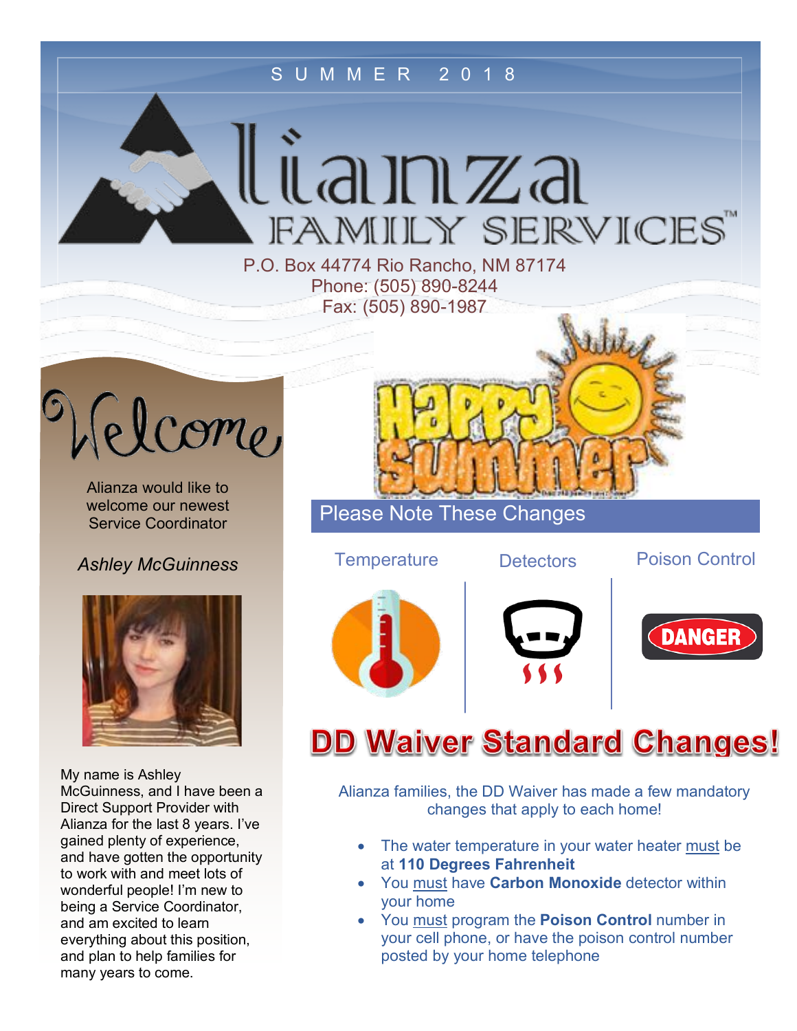SUMMER 2018

# Alianza Family Services™

P.O. Box 44774 Rio Rancho, NM 87174
Phone: (505) 890-8244
Fax: (505) 890-1987

## Welcome

Alianza would like to welcome our newest Service Coordinator

*Ashley McGuinness*

My name is Ashley McGuinness, and I have been a Direct Support Provider with Alianza for the last 8 years. I've gained plenty of experience, and have gotten the opportunity to work with and meet lots of wonderful people! I'm new to being a Service Coordinator, and am excited to learn everything about this position, and plan to help families for many years to come.

Happy Summer

## Please Note These Changes

Temperature | Detectors | Poison Control

DANGER

## DD Waiver Standard Changes!

Alianza families, the DD Waiver has made a few mandatory changes that apply to each home!

- The water temperature in your water heater must be at **110 Degrees Fahrenheit**
- You must have **Carbon Monoxide** detector within your home
- You must program the **Poison Control** number in your cell phone, or have the poison control number posted by your home telephone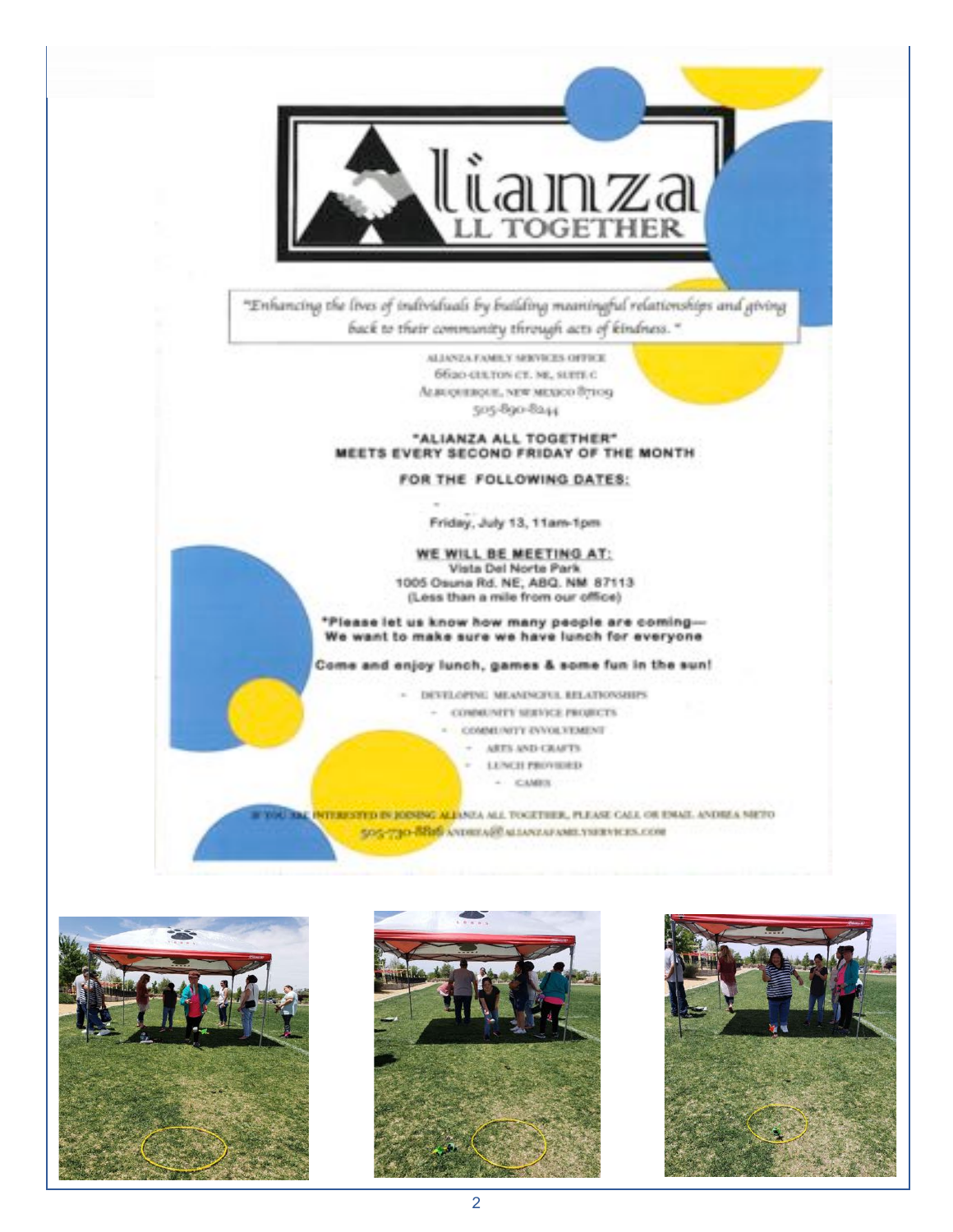# Alianza ALL TOGETHER

*"Enhancing the lives of individuals by building meaningful relationships and giving back to their community through acts of kindness."*

ALIANZA FAMILY SERVICES OFFICE
6620 GULTON CT. NE, SUITE C
ALBUQUERQUE, NEW MEXICO 87109
505-890-8244

**"ALIANZA ALL TOGETHER"**
**MEETS EVERY SECOND FRIDAY OF THE MONTH**

**FOR THE FOLLOWING DATES:**

Friday, July 13, 11am-1pm

**WE WILL BE MEETING AT:**
Vista Del Norte Park
1005 Osuna Rd. NE, ABQ. NM 87113
(Less than a mile from our office)

**\*Please let us know how many people are coming— We want to make sure we have lunch for everyone**

**Come and enjoy lunch, games & some fun in the sun!**

- DEVELOPING MEANINGFUL RELATIONSHIPS
- COMMUNITY SERVICE PROJECTS
- COMMUNITY INVOLVEMENT
- ARTS AND CRAFTS
- LUNCH PROVIDED
- GAMES

IF YOU ARE INTERESTED IN JOINING ALIANZA ALL TOGETHER, PLEASE CALL OR EMAIL ANDREA NIETO 505-730-8816 ANDREA@ALIANZAFAMILYSERVICES.COM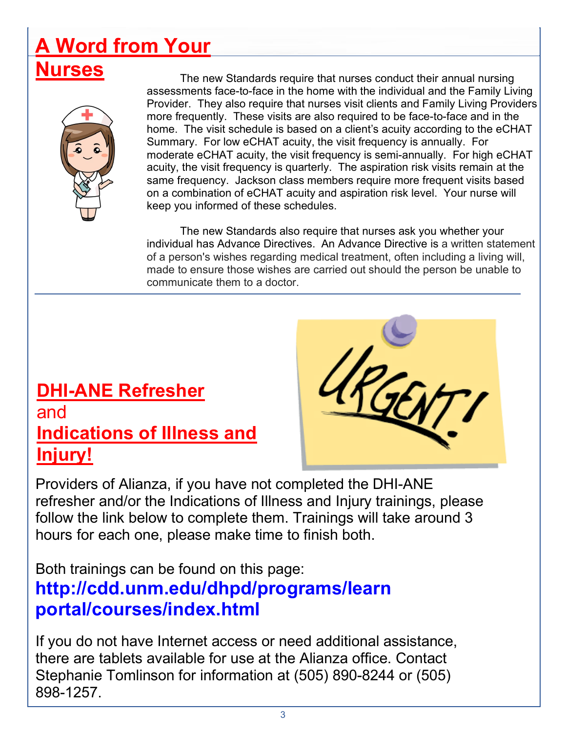## A Word from Your Nurses

The new Standards require that nurses conduct their annual nursing assessments face-to-face in the home with the individual and the Family Living Provider. They also require that nurses visit clients and Family Living Providers more frequently. These visits are also required to be face-to-face and in the home. The visit schedule is based on a client's acuity according to the eCHAT Summary. For low eCHAT acuity, the visit frequency is annually. For moderate eCHAT acuity, the visit frequency is semi-annually. For high eCHAT acuity, the visit frequency is quarterly. The aspiration risk visits remain at the same frequency. Jackson class members require more frequent visits based on a combination of eCHAT acuity and aspiration risk level. Your nurse will keep you informed of these schedules.

The new Standards also require that nurses ask you whether your individual has Advance Directives. An Advance Directive is a written statement of a person's wishes regarding medical treatment, often including a living will, made to ensure those wishes are carried out should the person be unable to communicate them to a doctor.

## DHI-ANE Refresher and Indications of Illness and Injury!

Providers of Alianza, if you have not completed the DHI-ANE refresher and/or the Indications of Illness and Injury trainings, please follow the link below to complete them. Trainings will take around 3 hours for each one, please make time to finish both.

Both trainings can be found on this page:
**http://cdd.unm.edu/dhpd/programs/learn portal/courses/index.html**

If you do not have Internet access or need additional assistance, there are tablets available for use at the Alianza office. Contact Stephanie Tomlinson for information at (505) 890-8244 or (505) 898-1257.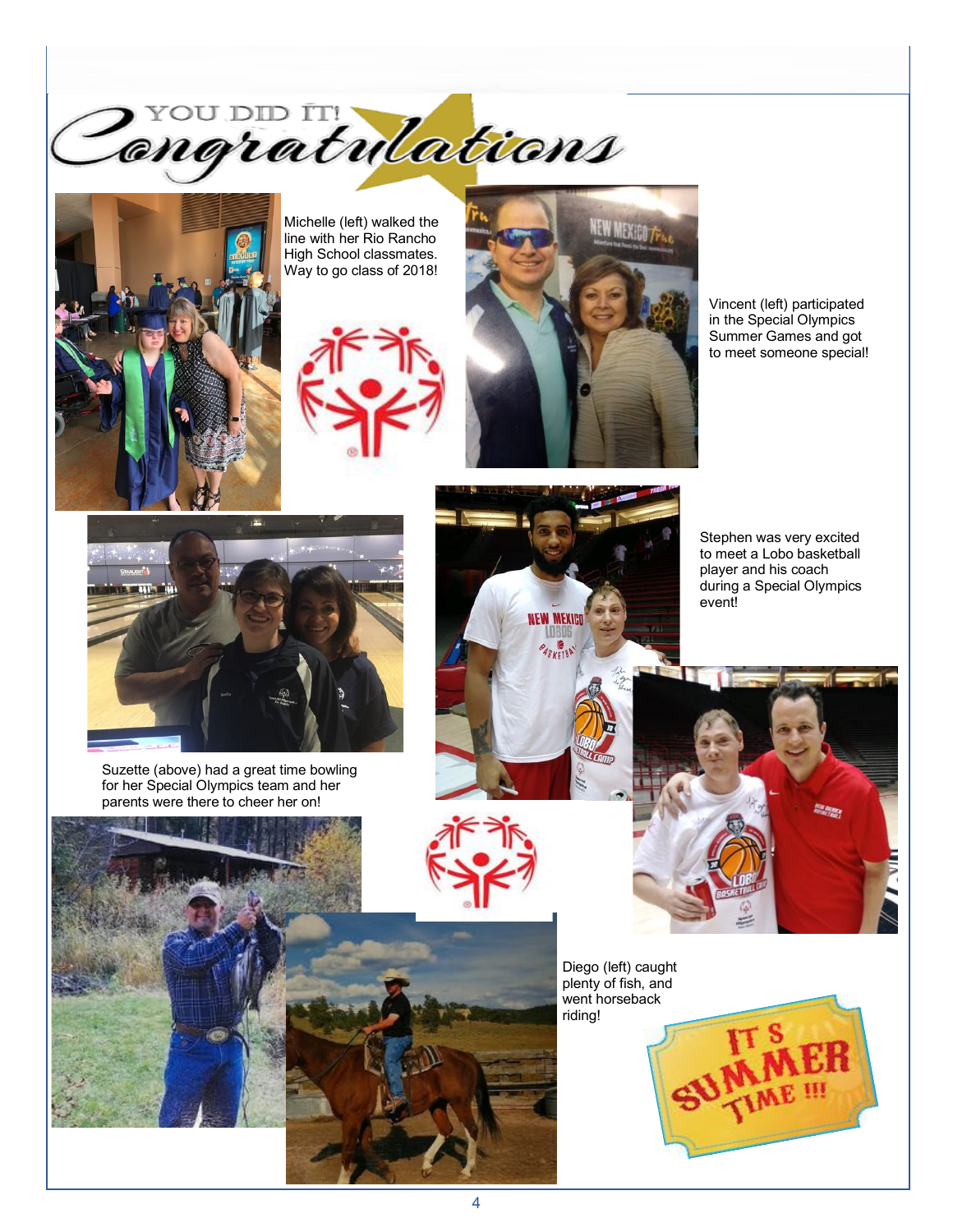# YOU DID IT! Congratulations

Michelle (left) walked the line with her Rio Rancho High School classmates. Way to go class of 2018!

Vincent (left) participated in the Special Olympics Summer Games and got to meet someone special!

Stephen was very excited to meet a Lobo basketball player and his coach during a Special Olympics event!

Suzette (above) had a great time bowling for her Special Olympics team and her parents were there to cheer her on!

Diego (left) caught plenty of fish, and went horseback riding!

IT'S SUMMER TIME !!!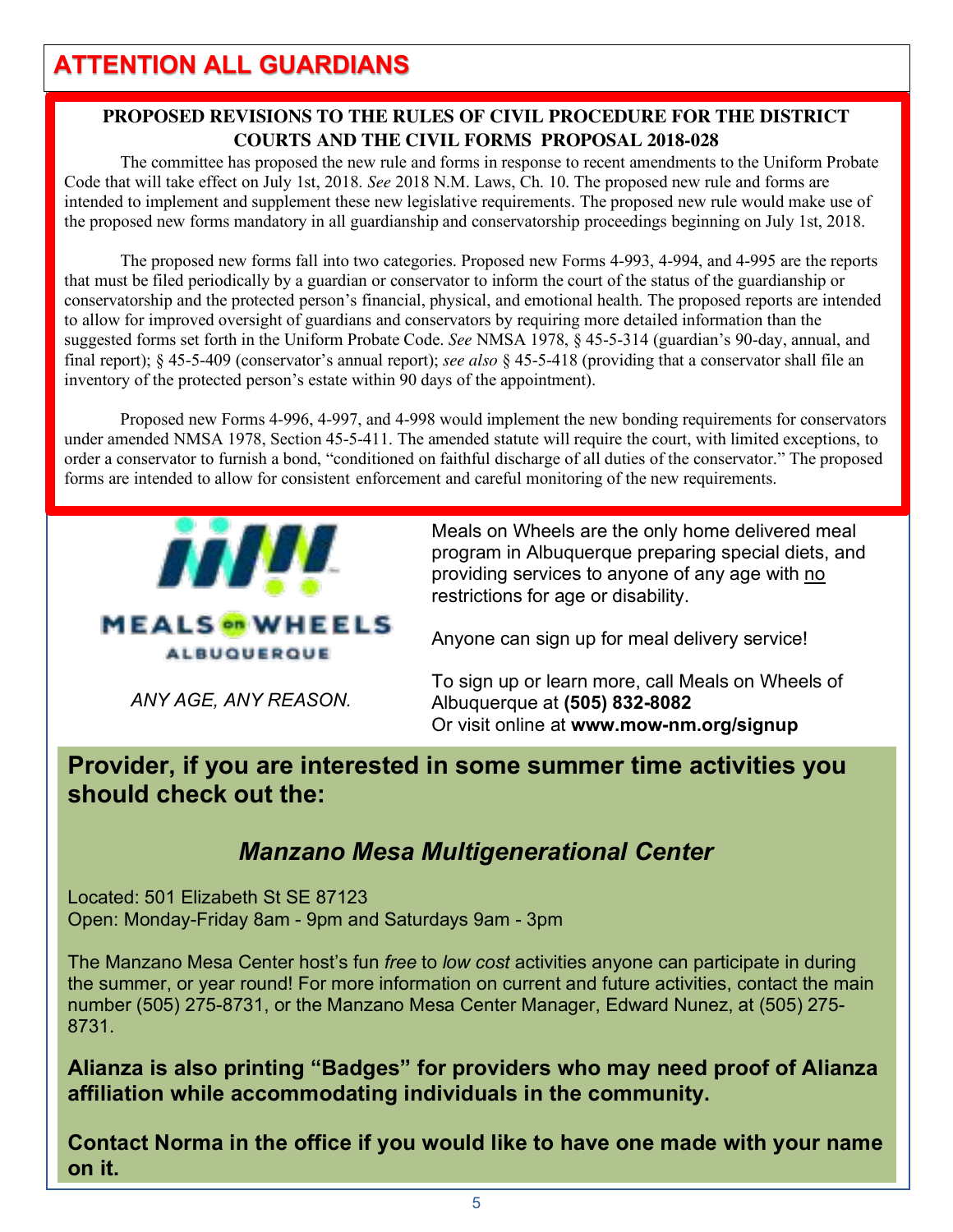# ATTENTION ALL GUARDIANS

**PROPOSED REVISIONS TO THE RULES OF CIVIL PROCEDURE FOR THE DISTRICT COURTS AND THE CIVIL FORMS PROPOSAL 2018-028**

The committee has proposed the new rule and forms in response to recent amendments to the Uniform Probate Code that will take effect on July 1st, 2018. *See* 2018 N.M. Laws, Ch. 10. The proposed new rule and forms are intended to implement and supplement these new legislative requirements. The proposed new rule would make use of the proposed new forms mandatory in all guardianship and conservatorship proceedings beginning on July 1st, 2018.

The proposed new forms fall into two categories. Proposed new Forms 4-993, 4-994, and 4-995 are the reports that must be filed periodically by a guardian or conservator to inform the court of the status of the guardianship or conservatorship and the protected person's financial, physical, and emotional health. The proposed reports are intended to allow for improved oversight of guardians and conservators by requiring more detailed information than the suggested forms set forth in the Uniform Probate Code. *See* NMSA 1978, § 45-5-314 (guardian's 90-day, annual, and final report); § 45-5-409 (conservator's annual report); *see also* § 45-5-418 (providing that a conservator shall file an inventory of the protected person's estate within 90 days of the appointment).

Proposed new Forms 4-996, 4-997, and 4-998 would implement the new bonding requirements for conservators under amended NMSA 1978, Section 45-5-411. The amended statute will require the court, with limited exceptions, to order a conservator to furnish a bond, "conditioned on faithful discharge of all duties of the conservator." The proposed forms are intended to allow for consistent enforcement and careful monitoring of the new requirements.

MEALS on WHEELS ALBUQUERQUE

*ANY AGE, ANY REASON.*

Meals on Wheels are the only home delivered meal program in Albuquerque preparing special diets, and providing services to anyone of any age with no restrictions for age or disability.

Anyone can sign up for meal delivery service!

To sign up or learn more, call Meals on Wheels of Albuquerque at **(505) 832-8082**
Or visit online at **www.mow-nm.org/signup**

## Provider, if you are interested in some summer time activities you should check out the:

### *Manzano Mesa Multigenerational Center*

Located: 501 Elizabeth St SE 87123
Open: Monday-Friday 8am - 9pm and Saturdays 9am - 3pm

The Manzano Mesa Center host's fun *free* to *low cost* activities anyone can participate in during the summer, or year round! For more information on current and future activities, contact the main number (505) 275-8731, or the Manzano Mesa Center Manager, Edward Nunez, at (505) 275-8731.

**Alianza is also printing "Badges" for providers who may need proof of Alianza affiliation while accommodating individuals in the community.**

**Contact Norma in the office if you would like to have one made with your name on it.**